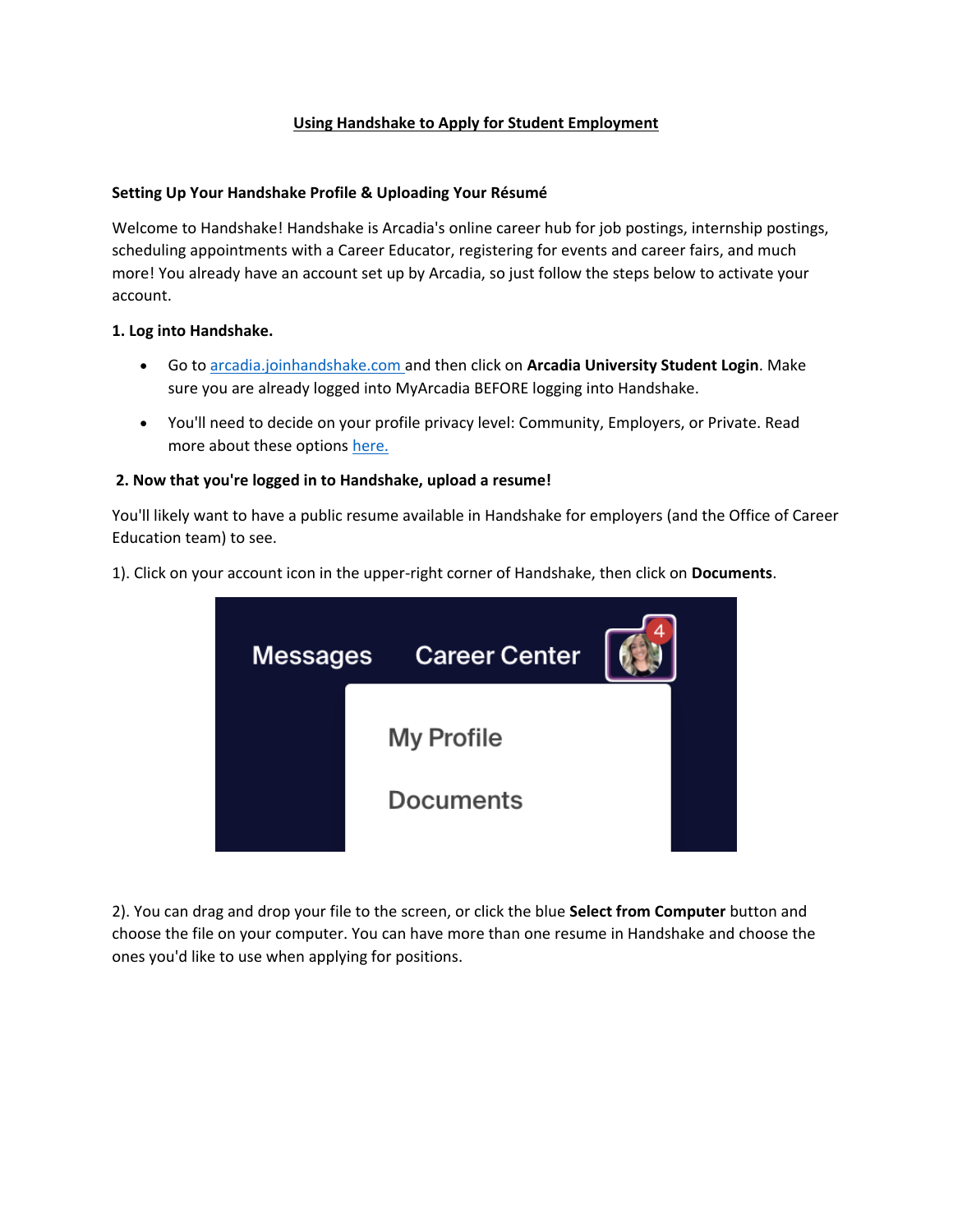# Using Handshake to Apply for Student Employment

## Setting Up Your Handshake Profile & Uploading Your Résumé

Welcome to Handshake! Handshake is Arcadia's online career hub for job postings, internship postings, scheduling appointments with a Career Educator, registering for events and career fairs, and much more! You already have an account set up by Arcadia, so just follow the steps below to activate your account.

### 1. Log into Handshake.

- Go to arcadia.joinhandshake.com and then click on **Arcadia University Student Login**. Make sure you are already logged into MyArcadia BEFORE logging into Handshake.
- You'll need to decide on your profile privacy level: Community, Employers, or Private. Read more about these options here.

### 2. Now that you're logged in to Handshake, upload a resume!

You'll likely want to have a public resume available in Handshake for employers (and the Office of Career Education team) to see.

1). Click on your account icon in the upper-right corner of Handshake, then click on **Documents**.

2). You can drag and drop your file to the screen, or click the blue **Select from Computer** button and choose the file on your computer. You can have more than one resume in Handshake and choose the ones you'd like to use when applying for positions.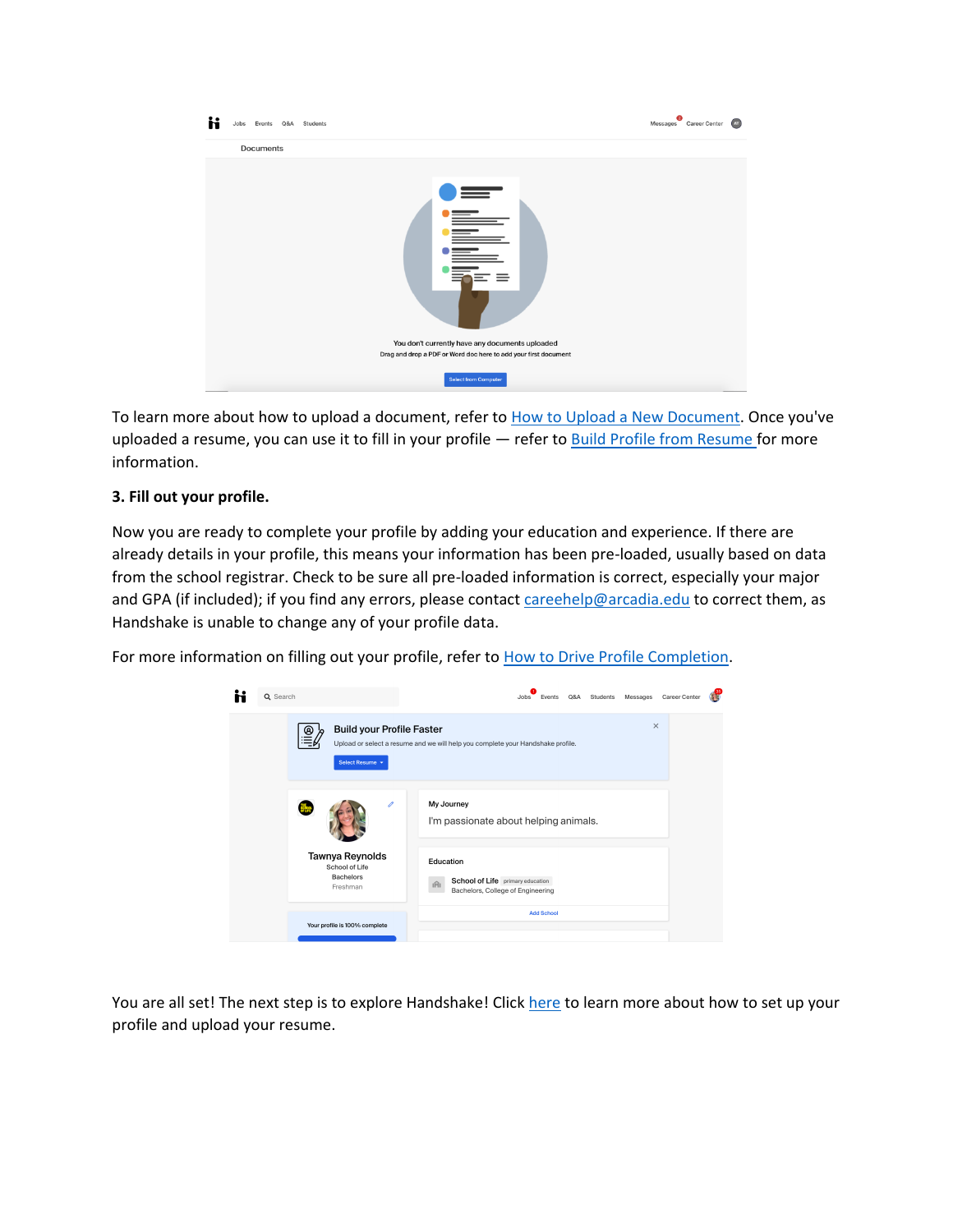To learn more about how to upload a document, refer to How to Upload a New Document. Once you've uploaded a resume, you can use it to fill in your profile — refer to Build Profile from Resume for more information.

**3. Fill out your profile.**

Now you are ready to complete your profile by adding your education and experience. If there are already details in your profile, this means your information has been pre-loaded, usually based on data from the school registrar. Check to be sure all pre-loaded information is correct, especially your major and GPA (if included); if you find any errors, please contact careehelp@arcadia.edu to correct them, as Handshake is unable to change any of your profile data.

For more information on filling out your profile, refer to How to Drive Profile Completion.

You are all set! The next step is to explore Handshake! Click here to learn more about how to set up your profile and upload your resume.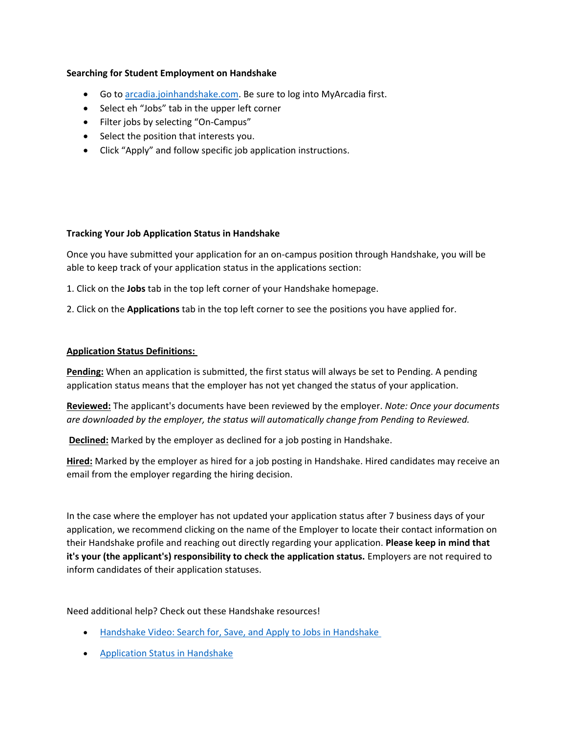**Searching for Student Employment on Handshake**

- Go to [arcadia.joinhandshake.com](arcadia.joinhandshake.com). Be sure to log into MyArcadia first.
- Select eh "Jobs" tab in the upper left corner
- Filter jobs by selecting "On-Campus"
- Select the position that interests you.
- Click "Apply" and follow specific job application instructions.

**Tracking Your Job Application Status in Handshake**

Once you have submitted your application for an on-campus position through Handshake, you will be able to keep track of your application status in the applications section:

1. Click on the **Jobs** tab in the top left corner of your Handshake homepage.

2. Click on the **Applications** tab in the top left corner to see the positions you have applied for.

**<u>Application Status Definitions:</u>**

**<u>Pending:</u>** When an application is submitted, the first status will always be set to Pending. A pending application status means that the employer has not yet changed the status of your application.

**<u>Reviewed:</u>** The applicant's documents have been reviewed by the employer. *Note: Once your documents are downloaded by the employer, the status will automatically change from Pending to Reviewed.*

**<u>Declined:</u>** Marked by the employer as declined for a job posting in Handshake.

**<u>Hired:</u>** Marked by the employer as hired for a job posting in Handshake. Hired candidates may receive an email from the employer regarding the hiring decision.

In the case where the employer has not updated your application status after 7 business days of your application, we recommend clicking on the name of the Employer to locate their contact information on their Handshake profile and reaching out directly regarding your application. **Please keep in mind that it's your (the applicant's) responsibility to check the application status.** Employers are not required to inform candidates of their application statuses.

Need additional help? Check out these Handshake resources!

- Handshake Video: Search for, Save, and Apply to Jobs in Handshake
- Application Status in Handshake